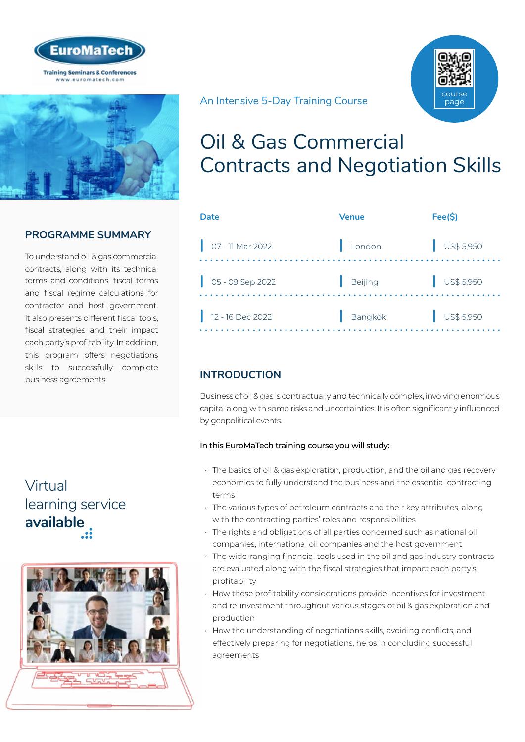EuroMaTech

Training Seminars & Conferences
www.euromatech.com

An Intensive 5-Day Training Course

course page

# Oil & Gas Commercial Contracts and Negotiation Skills

| Date | Venue | Fee($) |
|---|---|---|
| 07 - 11 Mar 2022 | London | US$ 5,950 |
| 05 - 09 Sep 2022 | Beijing | US$ 5,950 |
| 12 - 16 Dec 2022 | Bangkok | US$ 5,950 |

## PROGRAMME SUMMARY

To understand oil & gas commercial contracts, along with its technical terms and conditions, fiscal terms and fiscal regime calculations for contractor and host government. It also presents different fiscal tools, fiscal strategies and their impact each party's profitability. In addition, this program offers negotiations skills to successfully complete business agreements.

Virtual learning service **available**

## INTRODUCTION

Business of oil & gas is contractually and technically complex, involving enormous capital along with some risks and uncertainties. It is often significantly influenced by geopolitical events.

In this EuroMaTech training course you will study:

- The basics of oil & gas exploration, production, and the oil and gas recovery economics to fully understand the business and the essential contracting terms
- The various types of petroleum contracts and their key attributes, along with the contracting parties' roles and responsibilities
- The rights and obligations of all parties concerned such as national oil companies, international oil companies and the host government
- The wide-ranging financial tools used in the oil and gas industry contracts are evaluated along with the fiscal strategies that impact each party's profitability
- How these profitability considerations provide incentives for investment and re-investment throughout various stages of oil & gas exploration and production
- How the understanding of negotiations skills, avoiding conflicts, and effectively preparing for negotiations, helps in concluding successful agreements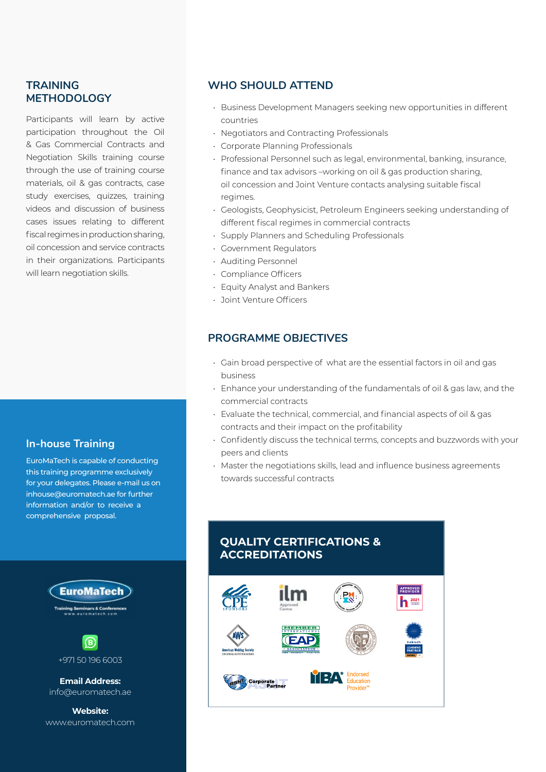## TRAINING METHODOLOGY

Participants will learn by active participation throughout the Oil & Gas Commercial Contracts and Negotiation Skills training course through the use of training course materials, oil & gas contracts, case study exercises, quizzes, training videos and discussion of business cases issues relating to different fiscal regimes in production sharing, oil concession and service contracts in their organizations. Participants will learn negotiation skills.

## WHO SHOULD ATTEND

- Business Development Managers seeking new opportunities in different countries
- Negotiators and Contracting Professionals
- Corporate Planning Professionals
- Professional Personnel such as legal, environmental, banking, insurance, finance and tax advisors –working on oil & gas production sharing, oil concession and Joint Venture contacts analysing suitable fiscal regimes.
- Geologists, Geophysicist, Petroleum Engineers seeking understanding of different fiscal regimes in commercial contracts
- Supply Planners and Scheduling Professionals
- Government Regulators
- Auditing Personnel
- Compliance Officers
- Equity Analyst and Bankers
- Joint Venture Officers

## PROGRAMME OBJECTIVES

- Gain broad perspective of what are the essential factors in oil and gas business
- Enhance your understanding of the fundamentals of oil & gas law, and the commercial contracts
- Evaluate the technical, commercial, and financial aspects of oil & gas contracts and their impact on the profitability
- Confidently discuss the technical terms, concepts and buzzwords with your peers and clients
- Master the negotiations skills, lead and influence business agreements towards successful contracts

## In-house Training

EuroMaTech is capable of conducting this training programme exclusively for your delegates. Please e-mail us on inhouse@euromatech.ae for further information and/or to receive a comprehensive proposal.

## QUALITY CERTIFICATIONS & ACCREDITATIONS

EuroMaTech
Training Seminars & Conferences
www.euromatech.com

+971 50 196 6003

**Email Address:**
info@euromatech.ae

**Website:**
www.euromatech.com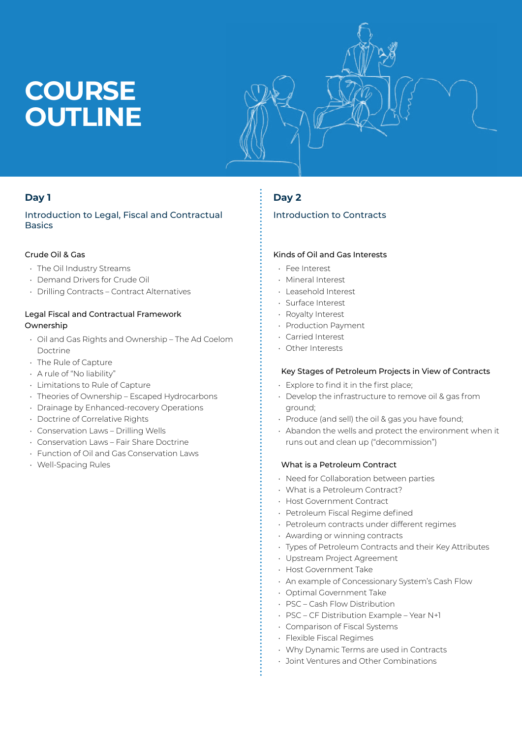# COURSE OUTLINE

## Day 1

### Introduction to Legal, Fiscal and Contractual Basics

#### Crude Oil & Gas

- The Oil Industry Streams
- Demand Drivers for Crude Oil
- Drilling Contracts – Contract Alternatives

#### Legal Fiscal and Contractual Framework Ownership

- Oil and Gas Rights and Ownership – The Ad Coelom Doctrine
- The Rule of Capture
- A rule of "No liability"
- Limitations to Rule of Capture
- Theories of Ownership – Escaped Hydrocarbons
- Drainage by Enhanced-recovery Operations
- Doctrine of Correlative Rights
- Conservation Laws – Drilling Wells
- Conservation Laws – Fair Share Doctrine
- Function of Oil and Gas Conservation Laws
- Well-Spacing Rules

## Day 2

### Introduction to Contracts

#### Kinds of Oil and Gas Interests

- Fee Interest
- Mineral Interest
- Leasehold Interest
- Surface Interest
- Royalty Interest
- Production Payment
- Carried Interest
- Other Interests

#### Key Stages of Petroleum Projects in View of Contracts

- Explore to find it in the first place;
- Develop the infrastructure to remove oil & gas from ground;
- Produce (and sell) the oil & gas you have found;
- Abandon the wells and protect the environment when it runs out and clean up ("decommission")

#### What is a Petroleum Contract

- Need for Collaboration between parties
- What is a Petroleum Contract?
- Host Government Contract
- Petroleum Fiscal Regime defined
- Petroleum contracts under different regimes
- Awarding or winning contracts
- Types of Petroleum Contracts and their Key Attributes
- Upstream Project Agreement
- Host Government Take
- An example of Concessionary System's Cash Flow
- Optimal Government Take
- PSC – Cash Flow Distribution
- PSC – CF Distribution Example – Year N+1
- Comparison of Fiscal Systems
- Flexible Fiscal Regimes
- Why Dynamic Terms are used in Contracts
- Joint Ventures and Other Combinations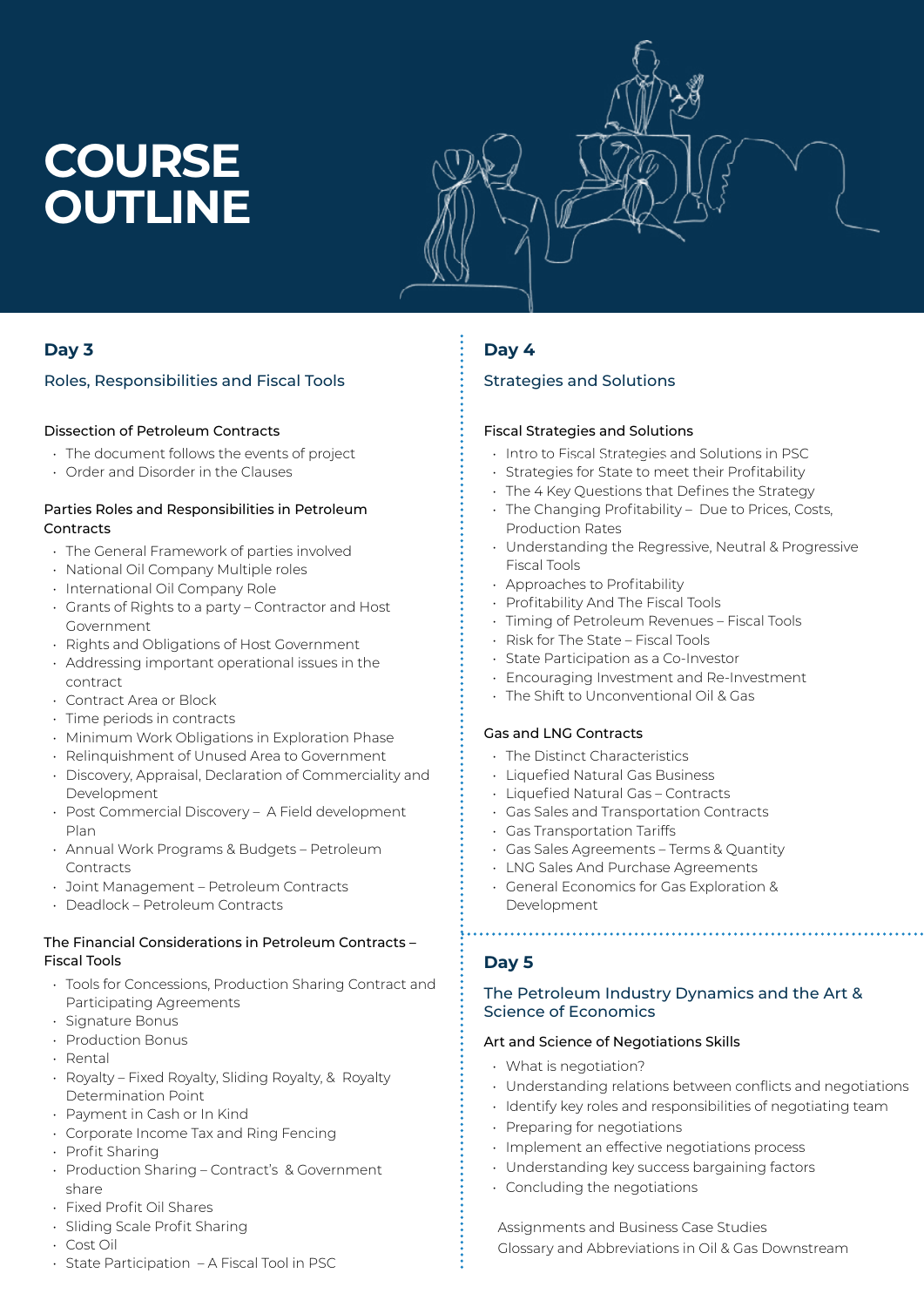# COURSE OUTLINE

## Day 3

### Roles, Responsibilities and Fiscal Tools

**Dissection of Petroleum Contracts**

- The document follows the events of project
- Order and Disorder in the Clauses

**Parties Roles and Responsibilities in Petroleum Contracts**

- The General Framework of parties involved
- National Oil Company Multiple roles
- International Oil Company Role
- Grants of Rights to a party – Contractor and Host Government
- Rights and Obligations of Host Government
- Addressing important operational issues in the contract
- Contract Area or Block
- Time periods in contracts
- Minimum Work Obligations in Exploration Phase
- Relinquishment of Unused Area to Government
- Discovery, Appraisal, Declaration of Commerciality and Development
- Post Commercial Discovery – A Field development Plan
- Annual Work Programs & Budgets – Petroleum Contracts
- Joint Management – Petroleum Contracts
- Deadlock – Petroleum Contracts

**The Financial Considerations in Petroleum Contracts – Fiscal Tools**

- Tools for Concessions, Production Sharing Contract and Participating Agreements
- Signature Bonus
- Production Bonus
- Rental
- Royalty – Fixed Royalty, Sliding Royalty, & Royalty Determination Point
- Payment in Cash or In Kind
- Corporate Income Tax and Ring Fencing
- Profit Sharing
- Production Sharing – Contract's & Government share
- Fixed Profit Oil Shares
- Sliding Scale Profit Sharing
- Cost Oil
- State Participation – A Fiscal Tool in PSC

## Day 4

### Strategies and Solutions

**Fiscal Strategies and Solutions**

- Intro to Fiscal Strategies and Solutions in PSC
- Strategies for State to meet their Profitability
- The 4 Key Questions that Defines the Strategy
- The Changing Profitability – Due to Prices, Costs, Production Rates
- Understanding the Regressive, Neutral & Progressive Fiscal Tools
- Approaches to Profitability
- Profitability And The Fiscal Tools
- Timing of Petroleum Revenues – Fiscal Tools
- Risk for The State – Fiscal Tools
- State Participation as a Co-Investor
- Encouraging Investment and Re-Investment
- The Shift to Unconventional Oil & Gas

**Gas and LNG Contracts**

- The Distinct Characteristics
- Liquefied Natural Gas Business
- Liquefied Natural Gas – Contracts
- Gas Sales and Transportation Contracts
- Gas Transportation Tariffs
- Gas Sales Agreements – Terms & Quantity
- LNG Sales And Purchase Agreements
- General Economics for Gas Exploration & Development

## Day 5

### The Petroleum Industry Dynamics and the Art & Science of Economics

**Art and Science of Negotiations Skills**

- What is negotiation?
- Understanding relations between conflicts and negotiations
- Identify key roles and responsibilities of negotiating team
- Preparing for negotiations
- Implement an effective negotiations process
- Understanding key success bargaining factors
- Concluding the negotiations

Assignments and Business Case Studies

Glossary and Abbreviations in Oil & Gas Downstream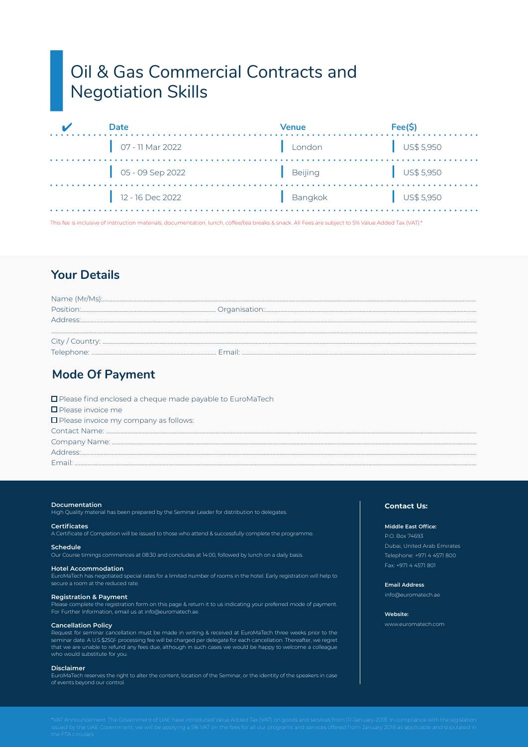# Oil & Gas Commercial Contracts and Negotiation Skills

| ✔ | Date | Venue | Fee($) |
|---|---|---|---|
| | 07 - 11 Mar 2022 | London | US$ 5,950 |
| | 05 - 09 Sep 2022 | Beijing | US$ 5,950 |
| | 12 - 16 Dec 2022 | Bangkok | US$ 5,950 |

This fee is inclusive of instruction materials, documentation, lunch, coffee/tea breaks & snack. All Fees are subject to 5% Value Added Tax (VAT).*

## Your Details

Name (Mr/Ms):..........

Position:.......... Organisation:..........

Address:..........

..........

City / Country: ..........

Telephone: .......... Email: ..........

## Mode Of Payment

☐ Please find enclosed a cheque made payable to EuroMaTech

☐ Please invoice me

☐ Please invoice my company as follows:

Contact Name: ..........

Company Name: ..........

Address:..........

Email: ..........

**Documentation**
High Quality material has been prepared by the Seminar Leader for distribution to delegates.

**Certificates**
A Certificate of Completion will be issued to those who attend & successfully complete the programme.

**Schedule**
Our Course timings commences at 08:30 and concludes at 14:00, followed by lunch on a daily basis.

**Hotel Accommodation**
EuroMaTech has negotiated special rates for a limited number of rooms in the hotel. Early registration will help to secure a room at the reduced rate.

**Registration & Payment**
Please complete the registration form on this page & return it to us indicating your preferred mode of payment. For Further Information, email us at info@euromatech.ae.

**Cancellation Policy**
Request for seminar cancellation must be made in writing & received at EuroMaTech three weeks prior to the seminar date. A U.S $250/- processing fee will be charged per delegate for each cancellation. Thereafter, we regret that we are unable to refund any fees due, although in such cases we would be happy to welcome a colleague who would substitute for you.

**Disclaimer**
EuroMaTech reserves the right to alter the content, location of the Seminar, or the identity of the speakers in case of events beyond our control.

**Contact Us:**

**Middle East Office:**
P.O. Box 74693
Dubai, United Arab Emirates
Telephone: +971 4 4571 800
Fax: +971 4 4571 801

**Email Address**
info@euromatech.ae

**Website:**
www.euromatech.com

*VAT Announcement: The Government of UAE have introduced Value Added Tax (VAT) on goods and services from 01-January-2018. In compliance with the legislation issued by the UAE Government, we will be applying a 5% VAT on the fees for all our programs and services offered from January 2018 as applicable and stipulated in the FTA circulars.